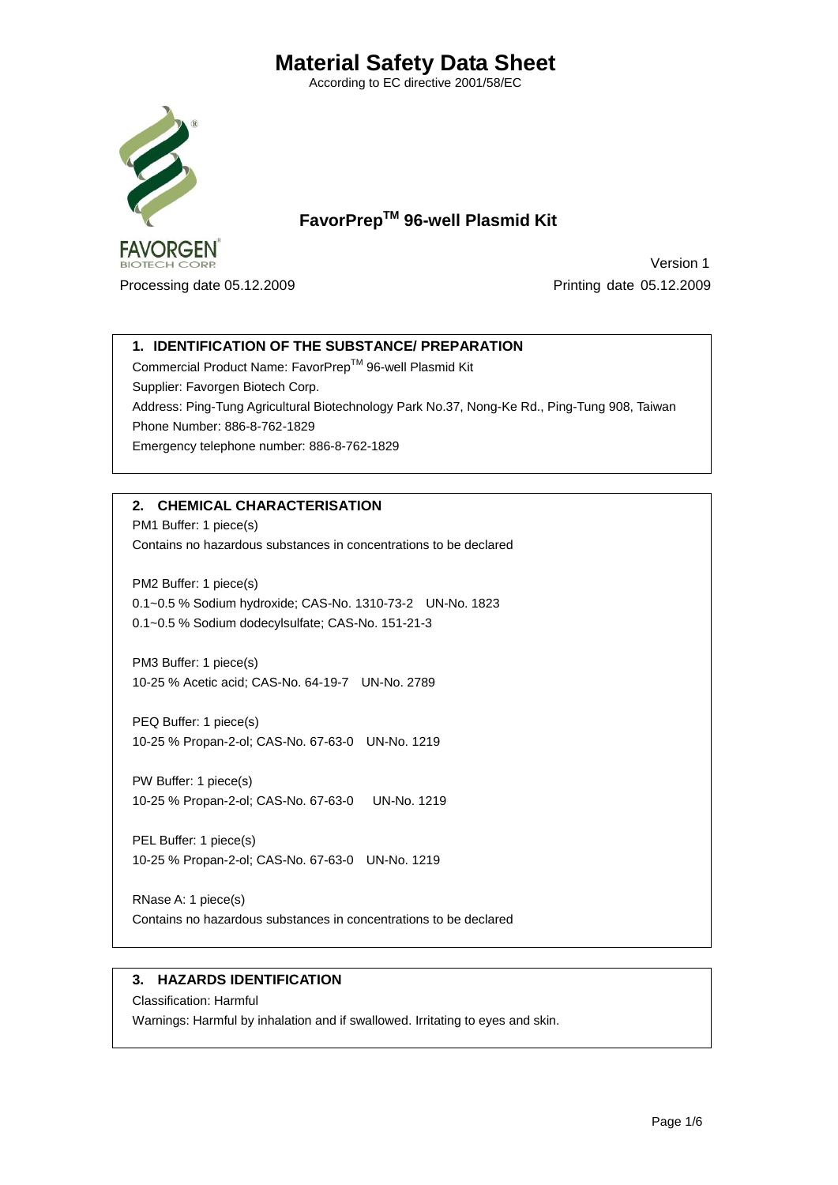# Material Safety Data Sheet

According to EC directive 2001/58/EC

FAVORGEN BIOTECH CORP.

## FavorPrep$^{TM}$ 96-well Plasmid Kit

Version 1

Processing date 05.12.2009 Printing date 05.12.2009

### 1. IDENTIFICATION OF THE SUBSTANCE/ PREPARATION

Commercial Product Name: FavorPrep$^{TM}$ 96-well Plasmid Kit

Supplier: Favorgen Biotech Corp.

Address: Ping-Tung Agricultural Biotechnology Park No.37, Nong-Ke Rd., Ping-Tung 908, Taiwan

Phone Number: 886-8-762-1829

Emergency telephone number: 886-8-762-1829

### 2. CHEMICAL CHARACTERISATION

PM1 Buffer: 1 piece(s)
Contains no hazardous substances in concentrations to be declared

PM2 Buffer: 1 piece(s)
0.1~0.5 % Sodium hydroxide; CAS-No. 1310-73-2 UN-No. 1823
0.1~0.5 % Sodium dodecylsulfate; CAS-No. 151-21-3

PM3 Buffer: 1 piece(s)
10-25 % Acetic acid; CAS-No. 64-19-7 UN-No. 2789

PEQ Buffer: 1 piece(s)
10-25 % Propan-2-ol; CAS-No. 67-63-0 UN-No. 1219

PW Buffer: 1 piece(s)
10-25 % Propan-2-ol; CAS-No. 67-63-0 UN-No. 1219

PEL Buffer: 1 piece(s)
10-25 % Propan-2-ol; CAS-No. 67-63-0 UN-No. 1219

RNase A: 1 piece(s)
Contains no hazardous substances in concentrations to be declared

### 3. HAZARDS IDENTIFICATION

Classification: Harmful

Warnings: Harmful by inhalation and if swallowed. Irritating to eyes and skin.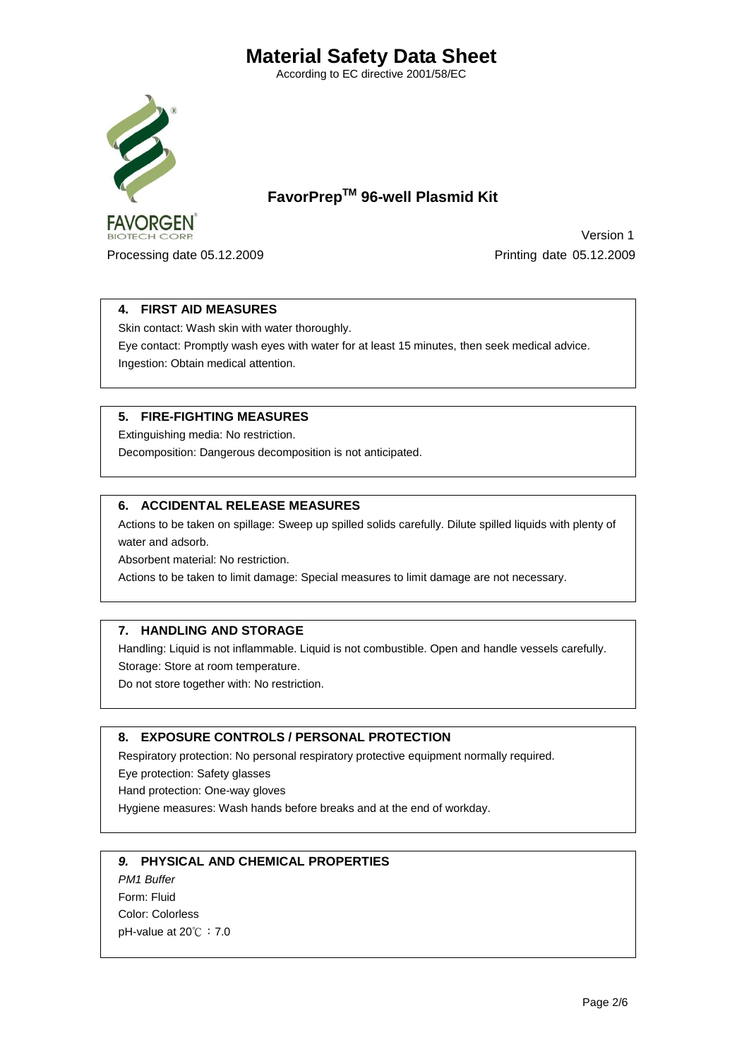# Material Safety Data Sheet

According to EC directive 2001/58/EC

## FavorPrep[TM] 96-well Plasmid Kit

FAVORGEN BIOTECH CORP.

Version 1

Processing date 05.12.2009 Printing date 05.12.2009

### 4. FIRST AID MEASURES

Skin contact: Wash skin with water thoroughly.

Eye contact: Promptly wash eyes with water for at least 15 minutes, then seek medical advice.

Ingestion: Obtain medical attention.

### 5. FIRE-FIGHTING MEASURES

Extinguishing media: No restriction.

Decomposition: Dangerous decomposition is not anticipated.

### 6. ACCIDENTAL RELEASE MEASURES

Actions to be taken on spillage: Sweep up spilled solids carefully. Dilute spilled liquids with plenty of water and adsorb.

Absorbent material: No restriction.

Actions to be taken to limit damage: Special measures to limit damage are not necessary.

### 7. HANDLING AND STORAGE

Handling: Liquid is not inflammable. Liquid is not combustible. Open and handle vessels carefully.

Storage: Store at room temperature.

Do not store together with: No restriction.

### 8. EXPOSURE CONTROLS / PERSONAL PROTECTION

Respiratory protection: No personal respiratory protective equipment normally required.

Eye protection: Safety glasses

Hand protection: One-way gloves

Hygiene measures: Wash hands before breaks and at the end of workday.

### *9.* PHYSICAL AND CHEMICAL PROPERTIES

*PM1 Buffer*

Form: Fluid

Color: Colorless

pH-value at 20℃ ：7.0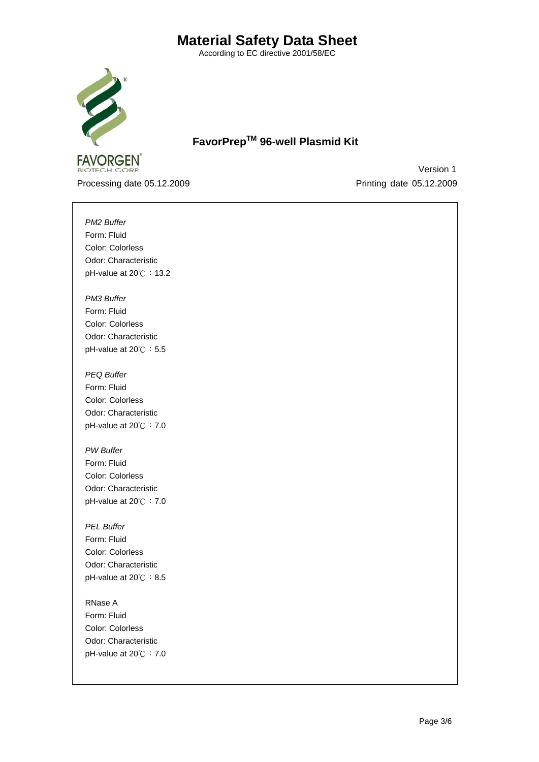*PM2 Buffer*
Form: Fluid
Color: Colorless
Odor: Characteristic
pH-value at 20℃：13.2

*PM3 Buffer*
Form: Fluid
Color: Colorless
Odor: Characteristic
pH-value at 20℃：5.5

*PEQ Buffer*
Form: Fluid
Color: Colorless
Odor: Characteristic
pH-value at 20℃：7.0

*PW Buffer*
Form: Fluid
Color: Colorless
Odor: Characteristic
pH-value at 20℃：7.0

*PEL Buffer*
Form: Fluid
Color: Colorless
Odor: Characteristic
pH-value at 20℃：8.5

RNase A
Form: Fluid
Color: Colorless
Odor: Characteristic
pH-value at 20℃：7.0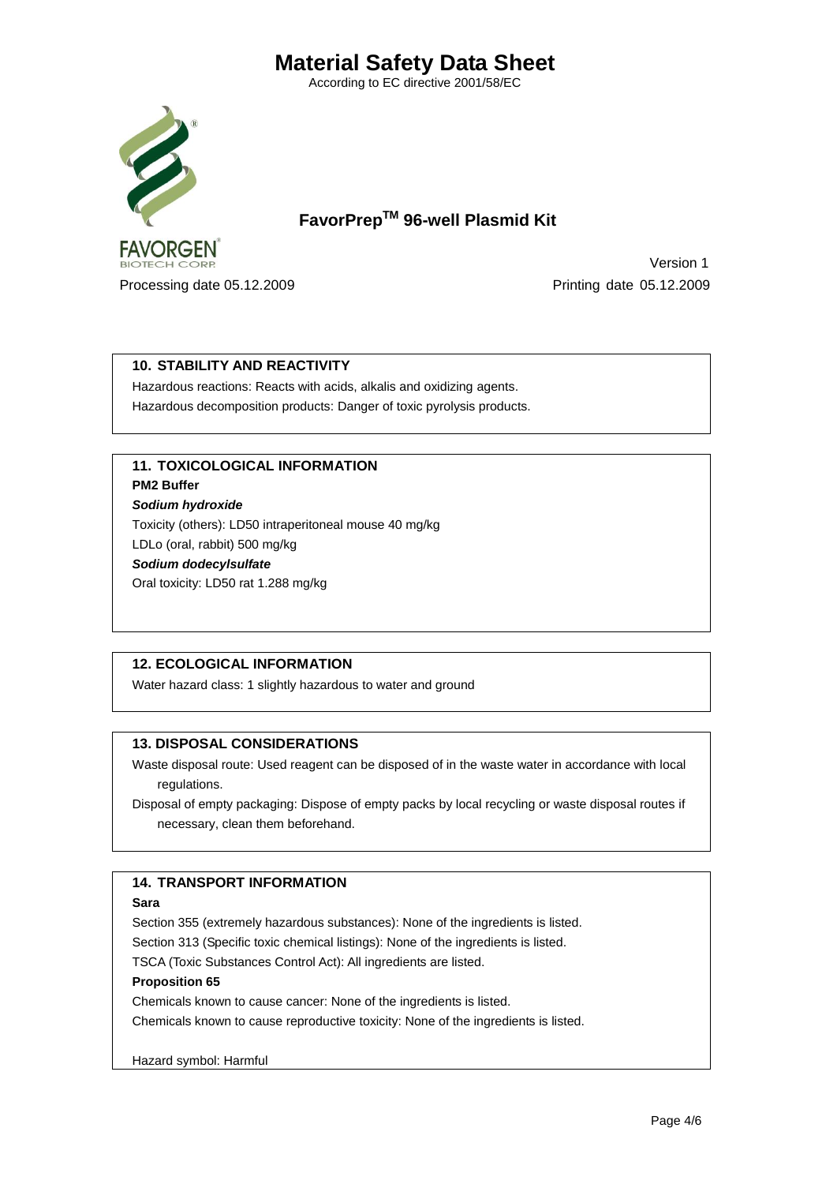# Material Safety Data Sheet

According to EC directive 2001/58/EC

## FavorPrep$^{TM}$ 96-well Plasmid Kit

Version 1

Processing date 05.12.2009    Printing date 05.12.2009

### 10. STABILITY AND REACTIVITY

Hazardous reactions: Reacts with acids, alkalis and oxidizing agents.

Hazardous decomposition products: Danger of toxic pyrolysis products.

### 11. TOXICOLOGICAL INFORMATION

**PM2 Buffer**

***Sodium hydroxide***

Toxicity (others): LD50 intraperitoneal mouse 40 mg/kg

LDLo (oral, rabbit) 500 mg/kg

***Sodium dodecylsulfate***

Oral toxicity: LD50 rat 1.288 mg/kg

### 12. ECOLOGICAL INFORMATION

Water hazard class: 1 slightly hazardous to water and ground

### 13. DISPOSAL CONSIDERATIONS

Waste disposal route: Used reagent can be disposed of in the waste water in accordance with local regulations.

Disposal of empty packaging: Dispose of empty packs by local recycling or waste disposal routes if necessary, clean them beforehand.

### 14. TRANSPORT INFORMATION

**Sara**

Section 355 (extremely hazardous substances): None of the ingredients is listed.

Section 313 (Specific toxic chemical listings): None of the ingredients is listed.

TSCA (Toxic Substances Control Act): All ingredients are listed.

**Proposition 65**

Chemicals known to cause cancer: None of the ingredients is listed.

Chemicals known to cause reproductive toxicity: None of the ingredients is listed.

Hazard symbol: Harmful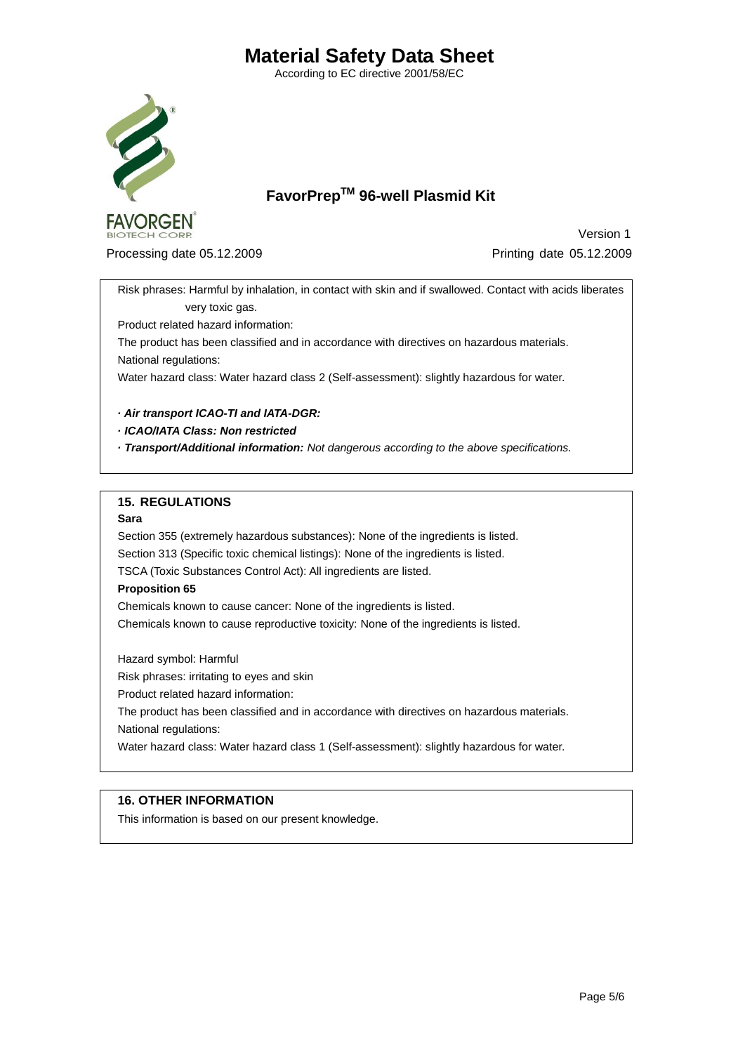# Material Safety Data Sheet

According to EC directive 2001/58/EC

## FavorPrep[TM] 96-well Plasmid Kit

FAVORGEN BIOTECH CORP.

Version 1

Processing date 05.12.2009 Printing date 05.12.2009

Risk phrases: Harmful by inhalation, in contact with skin and if swallowed. Contact with acids liberates very toxic gas.

Product related hazard information:

The product has been classified and in accordance with directives on hazardous materials.

National regulations:

Water hazard class: Water hazard class 2 (Self-assessment): slightly hazardous for water.

· ***Air transport ICAO-TI and IATA-DGR:***

· ***ICAO/IATA Class: Non restricted***

· ***Transport/Additional information:*** *Not dangerous according to the above specifications.*

### 15. REGULATIONS

**Sara**

Section 355 (extremely hazardous substances): None of the ingredients is listed.

Section 313 (Specific toxic chemical listings): None of the ingredients is listed.

TSCA (Toxic Substances Control Act): All ingredients are listed.

**Proposition 65**

Chemicals known to cause cancer: None of the ingredients is listed.

Chemicals known to cause reproductive toxicity: None of the ingredients is listed.

Hazard symbol: Harmful

Risk phrases: irritating to eyes and skin

Product related hazard information:

The product has been classified and in accordance with directives on hazardous materials.

National regulations:

Water hazard class: Water hazard class 1 (Self-assessment): slightly hazardous for water.

### 16. OTHER INFORMATION

This information is based on our present knowledge.